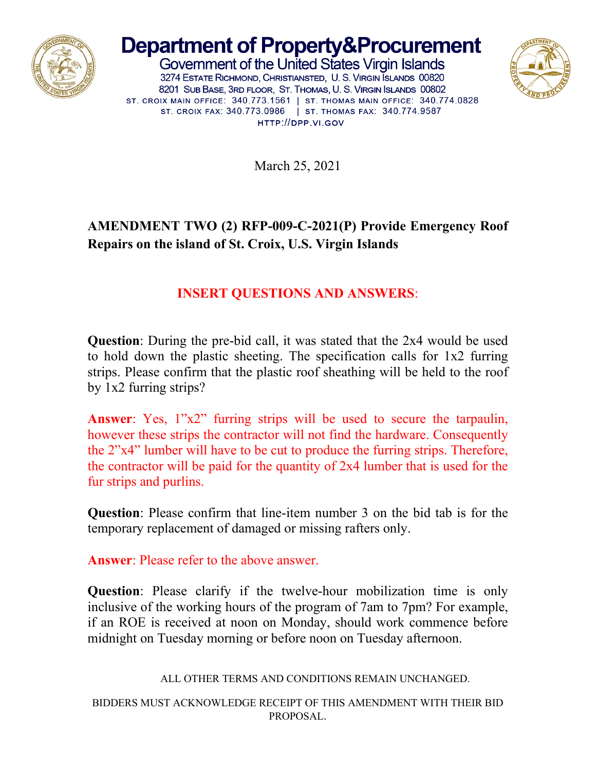# Department of Property&Procurement

Government of the United States Virgin Islands

3274 Estate Richmond, Christiansted, U. S. Virgin Islands 00820
8201 Sub Base, 3rd floor, St. Thomas, U. S. Virgin Islands 00802
ST. CROIX MAIN OFFICE: 340.773.1561 | ST. THOMAS MAIN OFFICE: 340.774.0828
ST. CROIX FAX: 340.773.0986 | ST. THOMAS FAX: 340.774.9587
HTTP://DPP.VI.GOV

March 25, 2021

**AMENDMENT TWO (2) RFP-009-C-2021(P) Provide Emergency Roof Repairs on the island of St. Croix, U.S. Virgin Islands**

**INSERT QUESTIONS AND ANSWERS**:

**Question**: During the pre-bid call, it was stated that the 2x4 would be used to hold down the plastic sheeting. The specification calls for 1x2 furring strips. Please confirm that the plastic roof sheathing will be held to the roof by 1x2 furring strips?

**Answer**: Yes, 1"x2" furring strips will be used to secure the tarpaulin, however these strips the contractor will not find the hardware. Consequently the 2"x4" lumber will have to be cut to produce the furring strips. Therefore, the contractor will be paid for the quantity of 2x4 lumber that is used for the fur strips and purlins.

**Question**: Please confirm that line-item number 3 on the bid tab is for the temporary replacement of damaged or missing rafters only.

**Answer**: Please refer to the above answer.

**Question**: Please clarify if the twelve-hour mobilization time is only inclusive of the working hours of the program of 7am to 7pm? For example, if an ROE is received at noon on Monday, should work commence before midnight on Tuesday morning or before noon on Tuesday afternoon.

ALL OTHER TERMS AND CONDITIONS REMAIN UNCHANGED.

BIDDERS MUST ACKNOWLEDGE RECEIPT OF THIS AMENDMENT WITH THEIR BID PROPOSAL.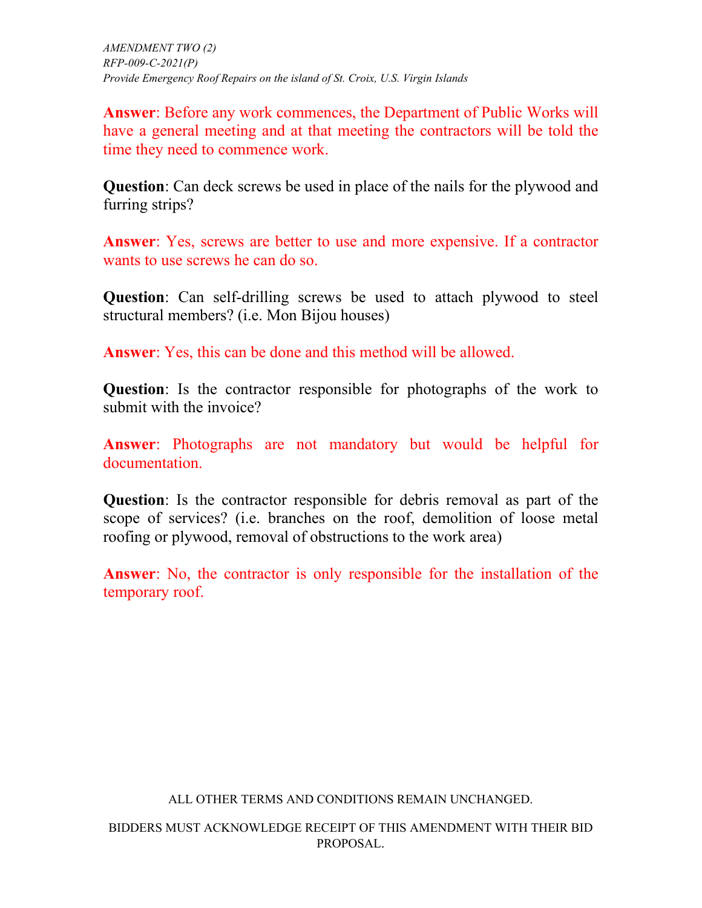**Answer**: Before any work commences, the Department of Public Works will have a general meeting and at that meeting the contractors will be told the time they need to commence work.

**Question**: Can deck screws be used in place of the nails for the plywood and furring strips?

**Answer**: Yes, screws are better to use and more expensive. If a contractor wants to use screws he can do so.

**Question**: Can self-drilling screws be used to attach plywood to steel structural members? (i.e. Mon Bijou houses)

**Answer**: Yes, this can be done and this method will be allowed.

**Question**: Is the contractor responsible for photographs of the work to submit with the invoice?

**Answer**: Photographs are not mandatory but would be helpful for documentation.

**Question**: Is the contractor responsible for debris removal as part of the scope of services? (i.e. branches on the roof, demolition of loose metal roofing or plywood, removal of obstructions to the work area)

**Answer**: No, the contractor is only responsible for the installation of the temporary roof.

ALL OTHER TERMS AND CONDITIONS REMAIN UNCHANGED.

BIDDERS MUST ACKNOWLEDGE RECEIPT OF THIS AMENDMENT WITH THEIR BID PROPOSAL.